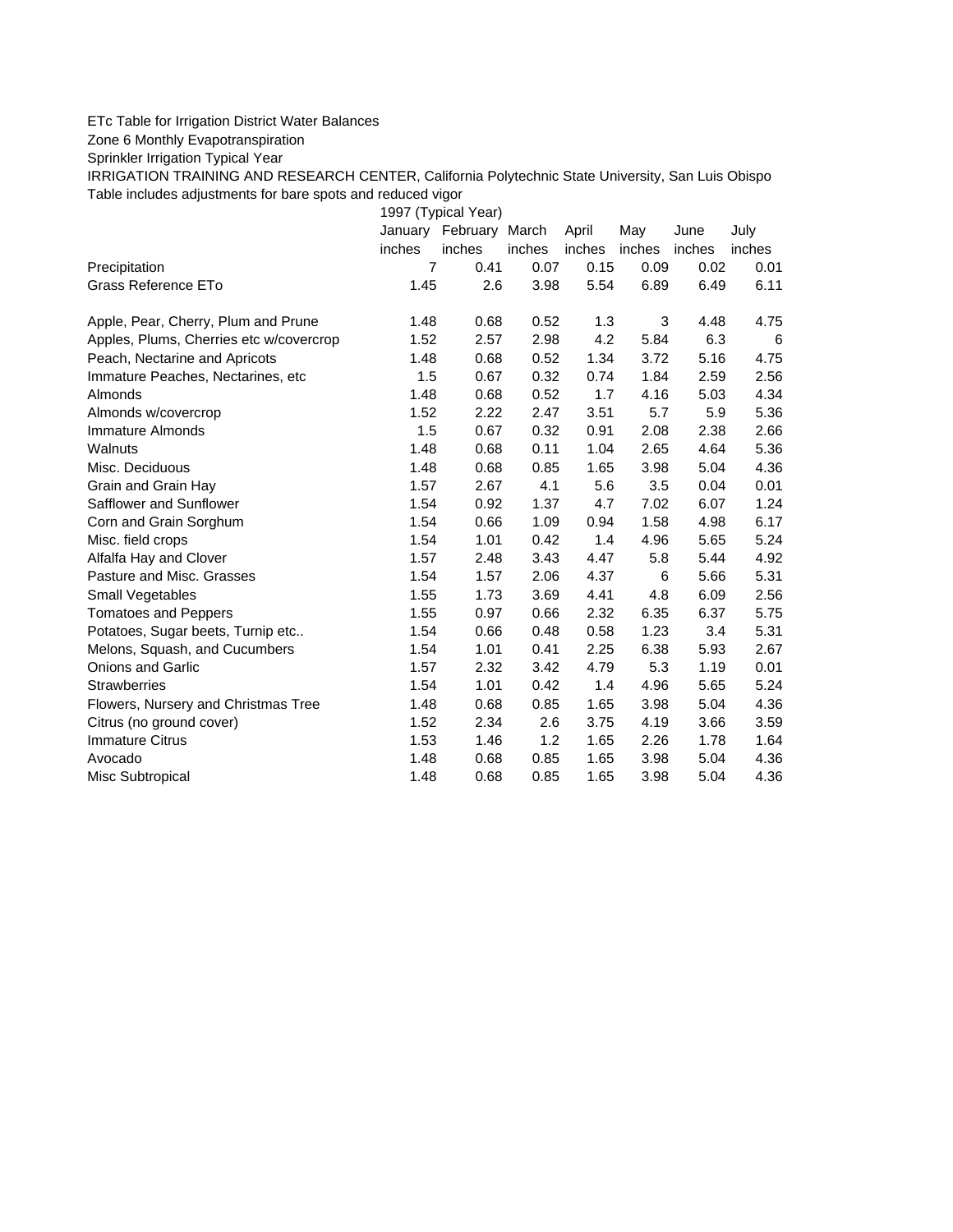ETc Table for Irrigation District Water Balances

Zone 6 Monthly Evapotranspiration

Sprinkler Irrigation Typical Year

IRRIGATION TRAINING AND RESEARCH CENTER, California Polytechnic State University, San Luis Obispo

Table includes adjustments for bare spots and reduced vigor

| | 1997 (Typical Year) | | | | | | |
|---|---|---|---|---|---|---|---|
| | January | February | March | April | May | June | July |
| | inches | inches | inches | inches | inches | inches | inches |
| Precipitation | 7 | 0.41 | 0.07 | 0.15 | 0.09 | 0.02 | 0.01 |
| Grass Reference ETo | 1.45 | 2.6 | 3.98 | 5.54 | 6.89 | 6.49 | 6.11 |
| | | | | | | | |
| Apple, Pear, Cherry, Plum and Prune | 1.48 | 0.68 | 0.52 | 1.3 | 3 | 4.48 | 4.75 |
| Apples, Plums, Cherries etc w/covercrop | 1.52 | 2.57 | 2.98 | 4.2 | 5.84 | 6.3 | 6 |
| Peach, Nectarine and Apricots | 1.48 | 0.68 | 0.52 | 1.34 | 3.72 | 5.16 | 4.75 |
| Immature Peaches, Nectarines, etc | 1.5 | 0.67 | 0.32 | 0.74 | 1.84 | 2.59 | 2.56 |
| Almonds | 1.48 | 0.68 | 0.52 | 1.7 | 4.16 | 5.03 | 4.34 |
| Almonds w/covercrop | 1.52 | 2.22 | 2.47 | 3.51 | 5.7 | 5.9 | 5.36 |
| Immature Almonds | 1.5 | 0.67 | 0.32 | 0.91 | 2.08 | 2.38 | 2.66 |
| Walnuts | 1.48 | 0.68 | 0.11 | 1.04 | 2.65 | 4.64 | 5.36 |
| Misc. Deciduous | 1.48 | 0.68 | 0.85 | 1.65 | 3.98 | 5.04 | 4.36 |
| Grain and Grain Hay | 1.57 | 2.67 | 4.1 | 5.6 | 3.5 | 0.04 | 0.01 |
| Safflower and Sunflower | 1.54 | 0.92 | 1.37 | 4.7 | 7.02 | 6.07 | 1.24 |
| Corn and Grain Sorghum | 1.54 | 0.66 | 1.09 | 0.94 | 1.58 | 4.98 | 6.17 |
| Misc. field crops | 1.54 | 1.01 | 0.42 | 1.4 | 4.96 | 5.65 | 5.24 |
| Alfalfa Hay and Clover | 1.57 | 2.48 | 3.43 | 4.47 | 5.8 | 5.44 | 4.92 |
| Pasture and Misc. Grasses | 1.54 | 1.57 | 2.06 | 4.37 | 6 | 5.66 | 5.31 |
| Small Vegetables | 1.55 | 1.73 | 3.69 | 4.41 | 4.8 | 6.09 | 2.56 |
| Tomatoes and Peppers | 1.55 | 0.97 | 0.66 | 2.32 | 6.35 | 6.37 | 5.75 |
| Potatoes, Sugar beets, Turnip etc.. | 1.54 | 0.66 | 0.48 | 0.58 | 1.23 | 3.4 | 5.31 |
| Melons, Squash, and Cucumbers | 1.54 | 1.01 | 0.41 | 2.25 | 6.38 | 5.93 | 2.67 |
| Onions and Garlic | 1.57 | 2.32 | 3.42 | 4.79 | 5.3 | 1.19 | 0.01 |
| Strawberries | 1.54 | 1.01 | 0.42 | 1.4 | 4.96 | 5.65 | 5.24 |
| Flowers, Nursery and Christmas Tree | 1.48 | 0.68 | 0.85 | 1.65 | 3.98 | 5.04 | 4.36 |
| Citrus (no ground cover) | 1.52 | 2.34 | 2.6 | 3.75 | 4.19 | 3.66 | 3.59 |
| Immature Citrus | 1.53 | 1.46 | 1.2 | 1.65 | 2.26 | 1.78 | 1.64 |
| Avocado | 1.48 | 0.68 | 0.85 | 1.65 | 3.98 | 5.04 | 4.36 |
| Misc Subtropical | 1.48 | 0.68 | 0.85 | 1.65 | 3.98 | 5.04 | 4.36 |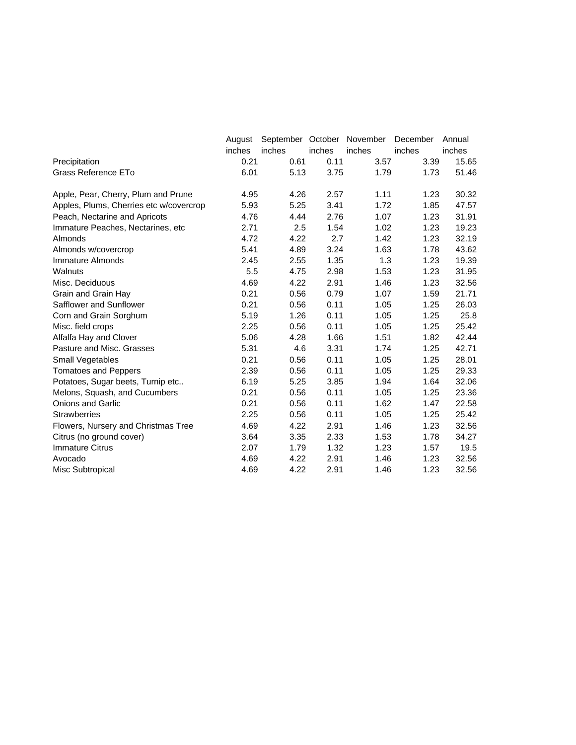| | August | September | October | November | December | Annual |
|---|---|---|---|---|---|---|
| | inches | inches | inches | inches | inches | inches |
| Precipitation | 0.21 | 0.61 | 0.11 | 3.57 | 3.39 | 15.65 |
| Grass Reference ETo | 6.01 | 5.13 | 3.75 | 1.79 | 1.73 | 51.46 |
| | | | | | | |
| Apple, Pear, Cherry, Plum and Prune | 4.95 | 4.26 | 2.57 | 1.11 | 1.23 | 30.32 |
| Apples, Plums, Cherries etc w/covercrop | 5.93 | 5.25 | 3.41 | 1.72 | 1.85 | 47.57 |
| Peach, Nectarine and Apricots | 4.76 | 4.44 | 2.76 | 1.07 | 1.23 | 31.91 |
| Immature Peaches, Nectarines, etc | 2.71 | 2.5 | 1.54 | 1.02 | 1.23 | 19.23 |
| Almonds | 4.72 | 4.22 | 2.7 | 1.42 | 1.23 | 32.19 |
| Almonds w/covercrop | 5.41 | 4.89 | 3.24 | 1.63 | 1.78 | 43.62 |
| Immature Almonds | 2.45 | 2.55 | 1.35 | 1.3 | 1.23 | 19.39 |
| Walnuts | 5.5 | 4.75 | 2.98 | 1.53 | 1.23 | 31.95 |
| Misc. Deciduous | 4.69 | 4.22 | 2.91 | 1.46 | 1.23 | 32.56 |
| Grain and Grain Hay | 0.21 | 0.56 | 0.79 | 1.07 | 1.59 | 21.71 |
| Safflower and Sunflower | 0.21 | 0.56 | 0.11 | 1.05 | 1.25 | 26.03 |
| Corn and Grain Sorghum | 5.19 | 1.26 | 0.11 | 1.05 | 1.25 | 25.8 |
| Misc. field crops | 2.25 | 0.56 | 0.11 | 1.05 | 1.25 | 25.42 |
| Alfalfa Hay and Clover | 5.06 | 4.28 | 1.66 | 1.51 | 1.82 | 42.44 |
| Pasture and Misc. Grasses | 5.31 | 4.6 | 3.31 | 1.74 | 1.25 | 42.71 |
| Small Vegetables | 0.21 | 0.56 | 0.11 | 1.05 | 1.25 | 28.01 |
| Tomatoes and Peppers | 2.39 | 0.56 | 0.11 | 1.05 | 1.25 | 29.33 |
| Potatoes, Sugar beets, Turnip etc.. | 6.19 | 5.25 | 3.85 | 1.94 | 1.64 | 32.06 |
| Melons, Squash, and Cucumbers | 0.21 | 0.56 | 0.11 | 1.05 | 1.25 | 23.36 |
| Onions and Garlic | 0.21 | 0.56 | 0.11 | 1.62 | 1.47 | 22.58 |
| Strawberries | 2.25 | 0.56 | 0.11 | 1.05 | 1.25 | 25.42 |
| Flowers, Nursery and Christmas Tree | 4.69 | 4.22 | 2.91 | 1.46 | 1.23 | 32.56 |
| Citrus (no ground cover) | 3.64 | 3.35 | 2.33 | 1.53 | 1.78 | 34.27 |
| Immature Citrus | 2.07 | 1.79 | 1.32 | 1.23 | 1.57 | 19.5 |
| Avocado | 4.69 | 4.22 | 2.91 | 1.46 | 1.23 | 32.56 |
| Misc Subtropical | 4.69 | 4.22 | 2.91 | 1.46 | 1.23 | 32.56 |